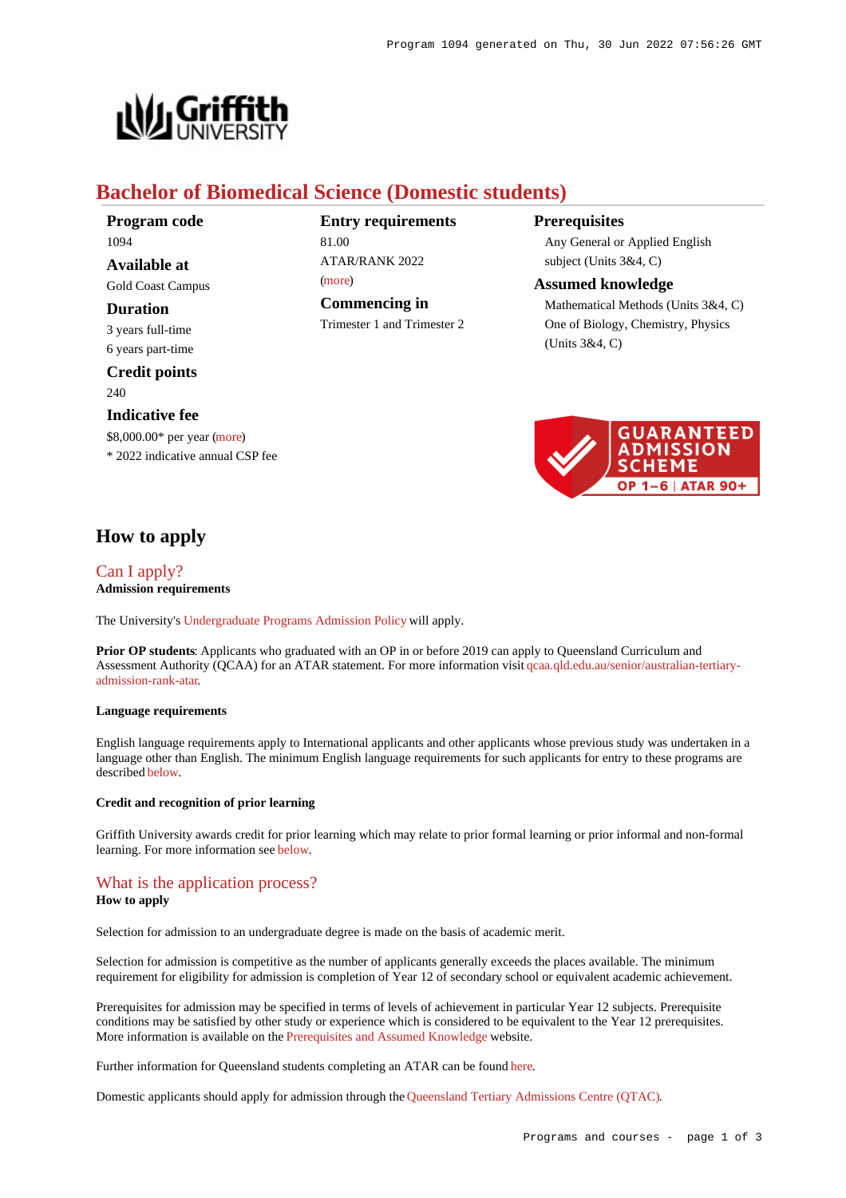# Bachelor of Biomedical Science (Domestic students)

**Program code**

1094

**Available at**

Gold Coast Campus

**Duration**

3 years full-time
6 years part-time

**Credit points**

240

**Indicative fee**

$8,000.00* per year (more)
* 2022 indicative annual CSP fee

**Entry requirements**

81.00
ATAR/RANK 2022
(more)

**Commencing in**

Trimester 1 and Trimester 2

**Prerequisites**

Any General or Applied English subject (Units 3&4, C)

**Assumed knowledge**

Mathematical Methods (Units 3&4, C)
One of Biology, Chemistry, Physics (Units 3&4, C)

GUARANTEED ADMISSION SCHEME
OP 1–6 | ATAR 90+

## How to apply

### Can I apply?

**Admission requirements**

The University's Undergraduate Programs Admission Policy will apply.

**Prior OP students**: Applicants who graduated with an OP in or before 2019 can apply to Queensland Curriculum and Assessment Authority (QCAA) for an ATAR statement. For more information visit qcaa.qld.edu.au/senior/australian-tertiary-admission-rank-atar.

**Language requirements**

English language requirements apply to International applicants and other applicants whose previous study was undertaken in a language other than English. The minimum English language requirements for such applicants for entry to these programs are described below.

**Credit and recognition of prior learning**

Griffith University awards credit for prior learning which may relate to prior formal learning or prior informal and non-formal learning. For more information see below.

### What is the application process?

**How to apply**

Selection for admission to an undergraduate degree is made on the basis of academic merit.

Selection for admission is competitive as the number of applicants generally exceeds the places available. The minimum requirement for eligibility for admission is completion of Year 12 of secondary school or equivalent academic achievement.

Prerequisites for admission may be specified in terms of levels of achievement in particular Year 12 subjects. Prerequisite conditions may be satisfied by other study or experience which is considered to be equivalent to the Year 12 prerequisites. More information is available on the Prerequisites and Assumed Knowledge website.

Further information for Queensland students completing an ATAR can be found here.

Domestic applicants should apply for admission through the Queensland Tertiary Admissions Centre (QTAC).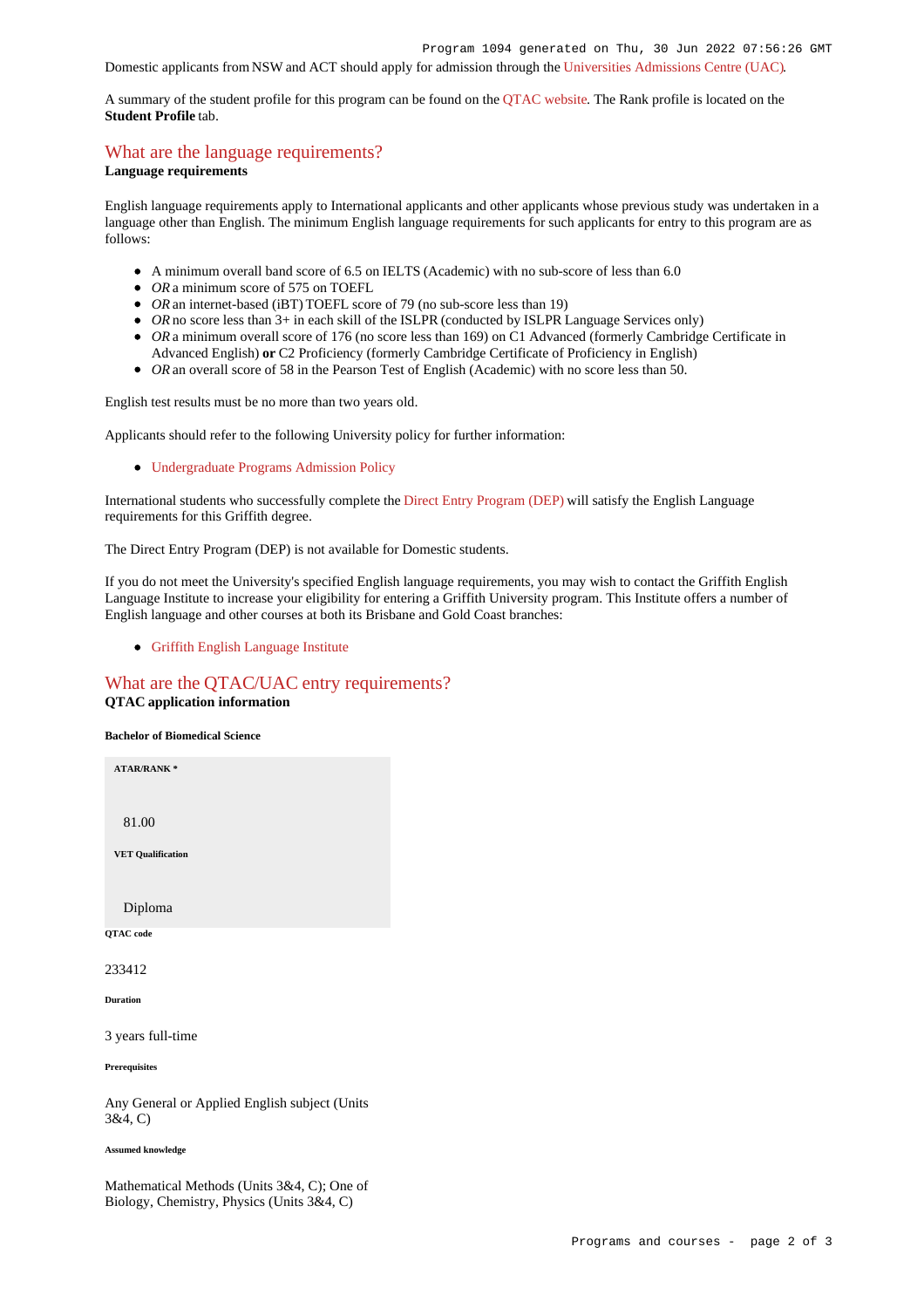Domestic applicants from NSW and ACT should apply for admission through the Universities Admissions Centre (UAC).

A summary of the student profile for this program can be found on the QTAC website. The Rank profile is located on the **Student Profile** tab.

## What are the language requirements?

**Language requirements**

English language requirements apply to International applicants and other applicants whose previous study was undertaken in a language other than English. The minimum English language requirements for such applicants for entry to this program are as follows:

- A minimum overall band score of 6.5 on IELTS (Academic) with no sub-score of less than 6.0
- *OR* a minimum score of 575 on TOEFL
- *OR* an internet-based (iBT) TOEFL score of 79 (no sub-score less than 19)
- *OR* no score less than 3+ in each skill of the ISLPR (conducted by ISLPR Language Services only)
- *OR* a minimum overall score of 176 (no score less than 169) on C1 Advanced (formerly Cambridge Certificate in Advanced English) **or** C2 Proficiency (formerly Cambridge Certificate of Proficiency in English)
- *OR* an overall score of 58 in the Pearson Test of English (Academic) with no score less than 50.

English test results must be no more than two years old.

Applicants should refer to the following University policy for further information:

- Undergraduate Programs Admission Policy

International students who successfully complete the Direct Entry Program (DEP) will satisfy the English Language requirements for this Griffith degree.

The Direct Entry Program (DEP) is not available for Domestic students.

If you do not meet the University's specified English language requirements, you may wish to contact the Griffith English Language Institute to increase your eligibility for entering a Griffith University program. This Institute offers a number of English language and other courses at both its Brisbane and Gold Coast branches:

- Griffith English Language Institute

## What are the QTAC/UAC entry requirements?

**QTAC application information**

**Bachelor of Biomedical Science**

**ATAR/RANK ***

81.00

**VET Qualification**

Diploma

**QTAC code**

233412

**Duration**

3 years full-time

**Prerequisites**

Any General or Applied English subject (Units 3&4, C)

**Assumed knowledge**

Mathematical Methods (Units 3&4, C); One of Biology, Chemistry, Physics (Units 3&4, C)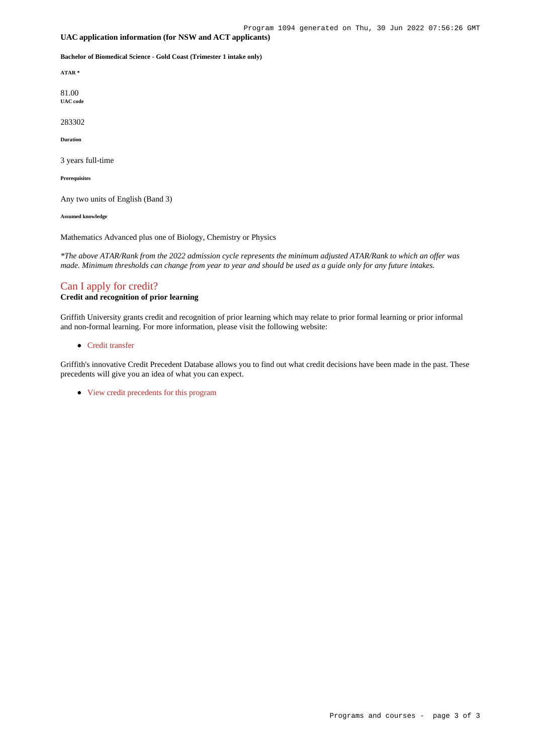### UAC application information (for NSW and ACT applicants)

**Bachelor of Biomedical Science - Gold Coast (Trimester 1 intake only)**

**ATAR ***

81.00

**UAC code**

283302

**Duration**

3 years full-time

**Prerequisites**

Any two units of English (Band 3)

**Assumed knowledge**

Mathematics Advanced plus one of Biology, Chemistry or Physics

*\*The above ATAR/Rank from the 2022 admission cycle represents the minimum adjusted ATAR/Rank to which an offer was made. Minimum thresholds can change from year to year and should be used as a guide only for any future intakes.*

## Can I apply for credit?

**Credit and recognition of prior learning**

Griffith University grants credit and recognition of prior learning which may relate to prior formal learning or prior informal and non-formal learning. For more information, please visit the following website:

- Credit transfer

Griffith's innovative Credit Precedent Database allows you to find out what credit decisions have been made in the past. These precedents will give you an idea of what you can expect.

- View credit precedents for this program